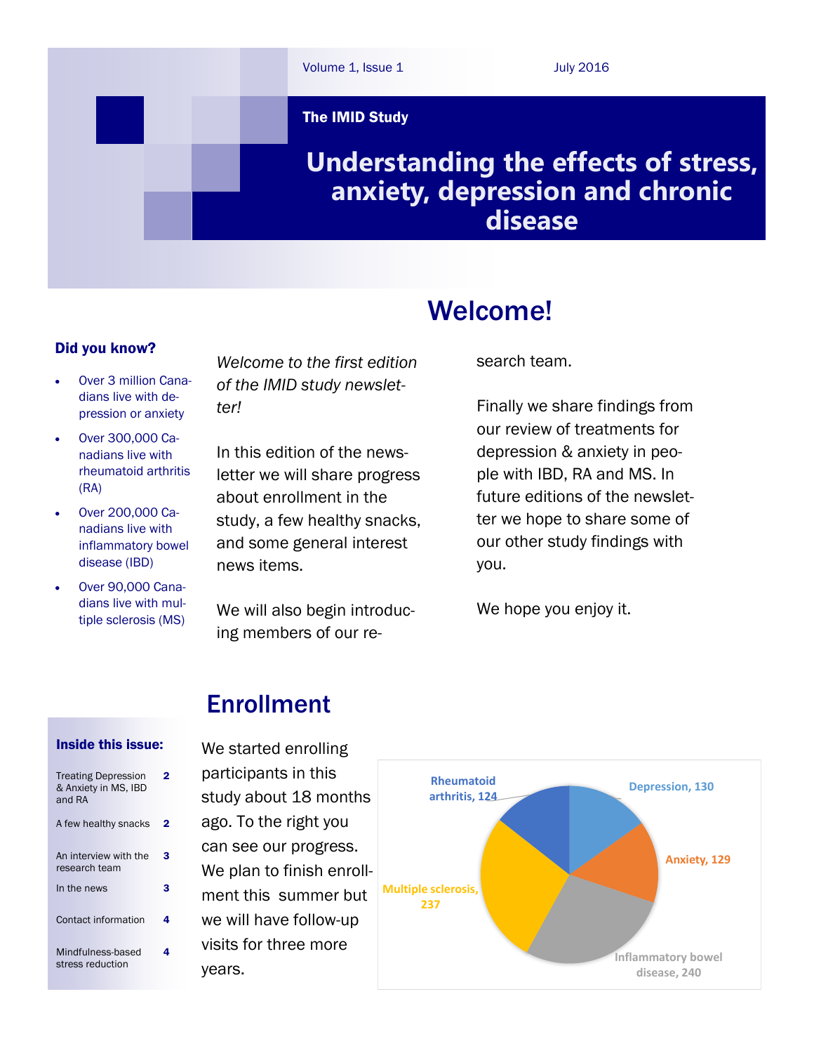Volume 1, Issue 1 July 2016

**The IMID Study**

# Understanding the effects of stress, anxiety, depression and chronic disease

## Welcome!

*Welcome to the first edition of the IMID study newsletter!*

In this edition of the newsletter we will share progress about enrollment in the study, a few healthy snacks, and some general interest news items.

We will also begin introducing members of our research team.

Finally we share findings from our review of treatments for depression & anxiety in people with IBD, RA and MS. In future editions of the newsletter we hope to share some of our other study findings with you.

We hope you enjoy it.

### Did you know?

- Over 3 million Canadians live with depression or anxiety
- Over 300,000 Canadians live with rheumatoid arthritis (RA)
- Over 200,000 Canadians live with inflammatory bowel disease (IBD)
- Over 90,000 Canadians live with multiple sclerosis (MS)

## Enrollment

We started enrolling participants in this study about 18 months ago. To the right you can see our progress. We plan to finish enrollment this summer but we will have follow-up visits for three more years.

| Group | Participants |
|---|---|
| Depression | 130 |
| Anxiety | 129 |
| Inflammatory bowel disease | 240 |
| Multiple sclerosis | 237 |
| Rheumatoid arthritis | 124 |

### Inside this issue:

| | |
|---|---|
| Treating Depression & Anxiety in MS, IBD and RA | 2 |
| A few healthy snacks | 2 |
| An interview with the research team | 3 |
| In the news | 3 |
| Contact information | 4 |
| Mindfulness-based stress reduction | 4 |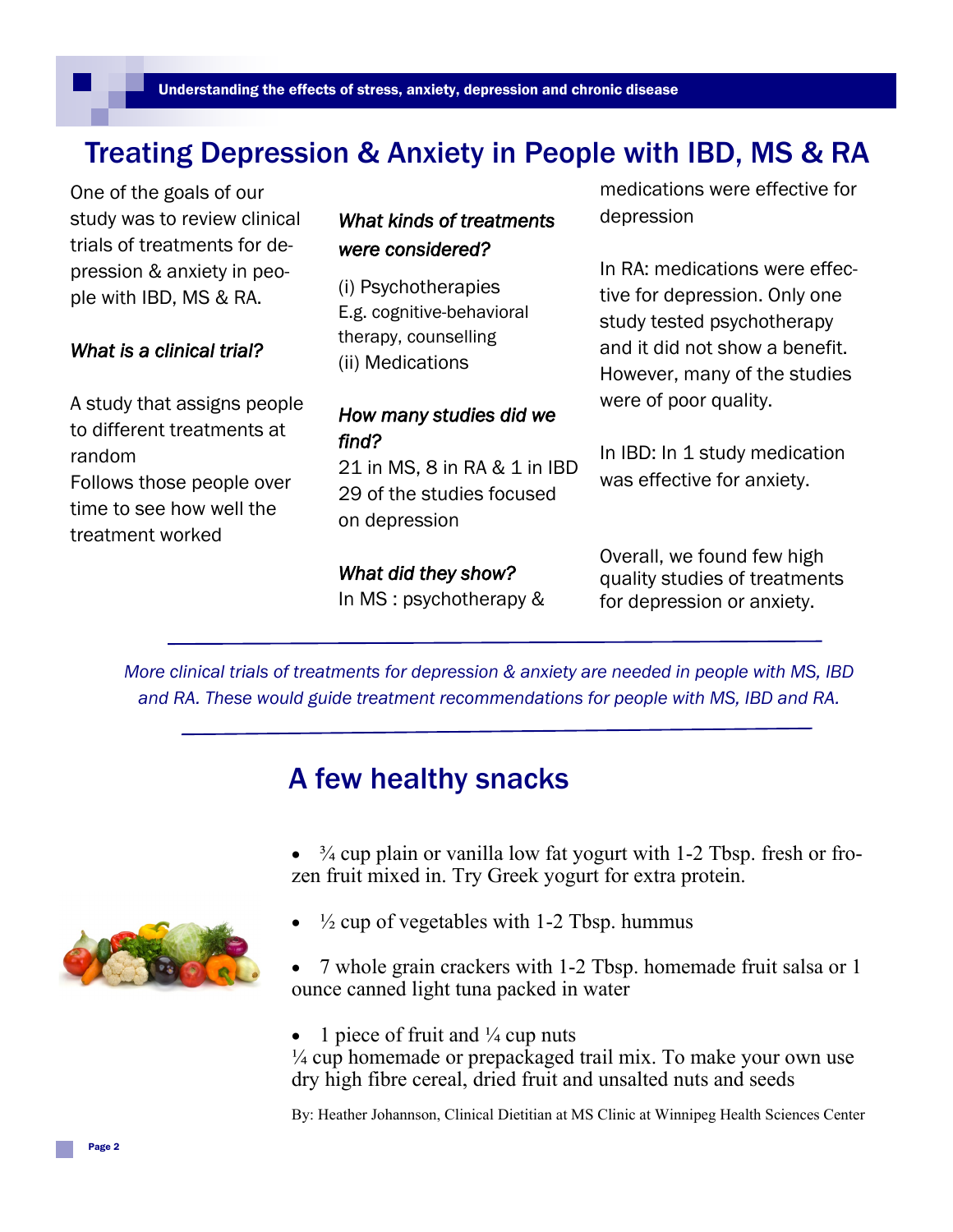# Treating Depression & Anxiety in People with IBD, MS & RA

One of the goals of our study was to review clinical trials of treatments for depression & anxiety in people with IBD, MS & RA.

*What is a clinical trial?*

A study that assigns people to different treatments at random

Follows those people over time to see how well the treatment worked

*What kinds of treatments were considered?*

(i) Psychotherapies
E.g. cognitive-behavioral therapy, counselling
(ii) Medications

*How many studies did we find?*

21 in MS, 8 in RA & 1 in IBD
29 of the studies focused on depression

*What did they show?*

In MS : psychotherapy & medications were effective for depression

In RA: medications were effective for depression. Only one study tested psychotherapy and it did not show a benefit. However, many of the studies were of poor quality.

In IBD: In 1 study medication was effective for anxiety.

Overall, we found few high quality studies of treatments for depression or anxiety.

---

*More clinical trials of treatments for depression & anxiety are needed in people with MS, IBD and RA. These would guide treatment recommendations for people with MS, IBD and RA.*

---

## A few healthy snacks

- ¾ cup plain or vanilla low fat yogurt with 1-2 Tbsp. fresh or frozen fruit mixed in. Try Greek yogurt for extra protein.
- ½ cup of vegetables with 1-2 Tbsp. hummus
- 7 whole grain crackers with 1-2 Tbsp. homemade fruit salsa or 1 ounce canned light tuna packed in water
- 1 piece of fruit and ¼ cup nuts
¼ cup homemade or prepackaged trail mix. To make your own use dry high fibre cereal, dried fruit and unsalted nuts and seeds

By: Heather Johannson, Clinical Dietitian at MS Clinic at Winnipeg Health Sciences Center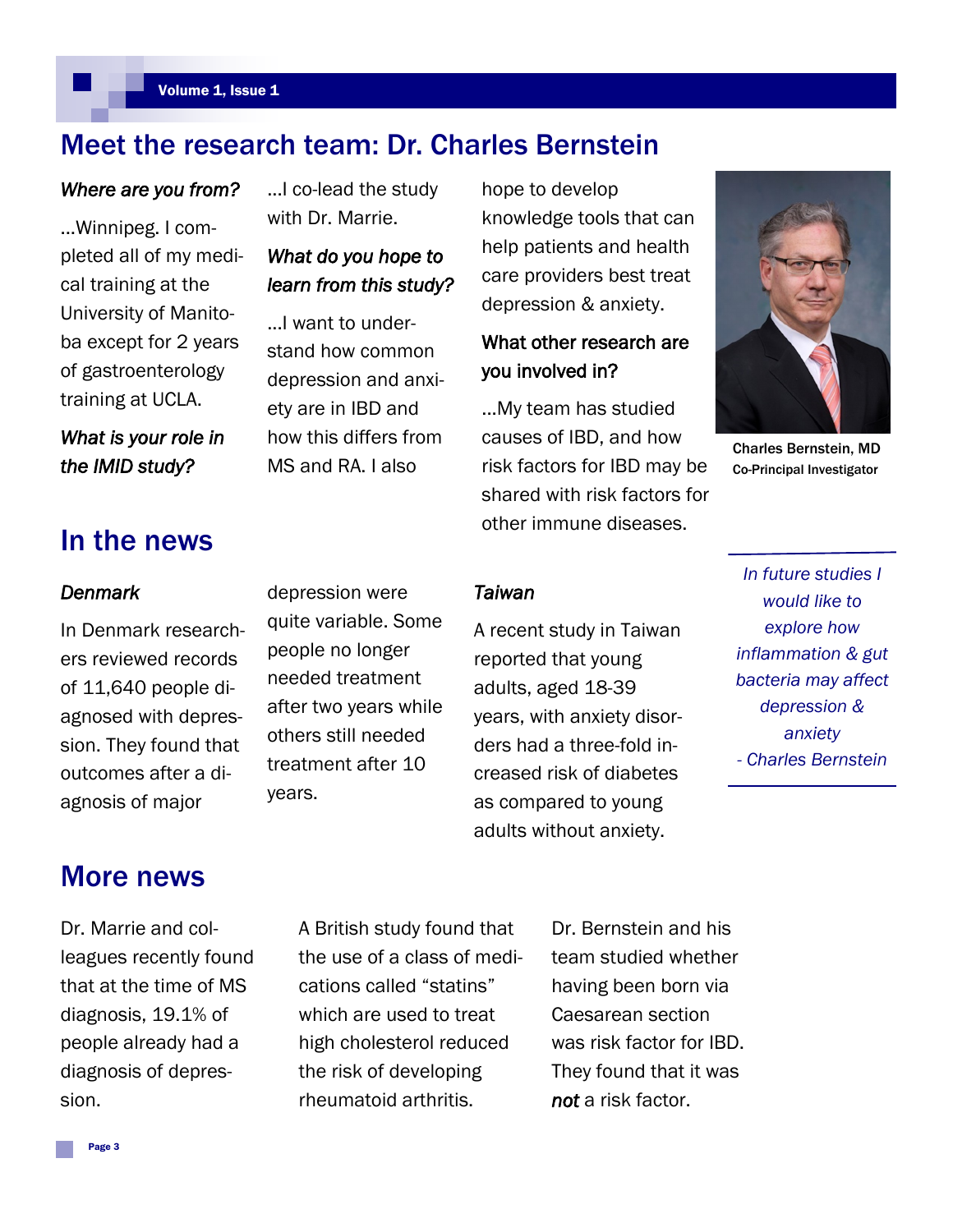## Meet the research team: Dr. Charles Bernstein

*Where are you from?*

...Winnipeg. I completed all of my medical training at the University of Manitoba except for 2 years of gastroenterology training at UCLA.

*What is your role in the IMID study?*

...I co-lead the study with Dr. Marrie.

*What do you hope to learn from this study?*

...I want to understand how common depression and anxiety are in IBD and how this differs from MS and RA. I also hope to develop knowledge tools that can help patients and health care providers best treat depression & anxiety.

What other research are you involved in?

...My team has studied causes of IBD, and how risk factors for IBD may be shared with risk factors for other immune diseases.

**Charles Bernstein, MD**
**Co-Principal Investigator**

*In future studies I would like to explore how inflammation & gut bacteria may affect depression & anxiety*
*- Charles Bernstein*

## In the news

*Denmark*

In Denmark researchers reviewed records of 11,640 people diagnosed with depression. They found that outcomes after a diagnosis of major depression were quite variable. Some people no longer needed treatment after two years while others still needed treatment after 10 years.

*Taiwan*

A recent study in Taiwan reported that young adults, aged 18-39 years, with anxiety disorders had a three-fold increased risk of diabetes as compared to young adults without anxiety.

## More news

Dr. Marrie and colleagues recently found that at the time of MS diagnosis, 19.1% of people already had a diagnosis of depression.

A British study found that the use of a class of medications called “statins” which are used to treat high cholesterol reduced the risk of developing rheumatoid arthritis.

Dr. Bernstein and his team studied whether having been born via Caesarean section was risk factor for IBD. They found that it was ***not*** a risk factor.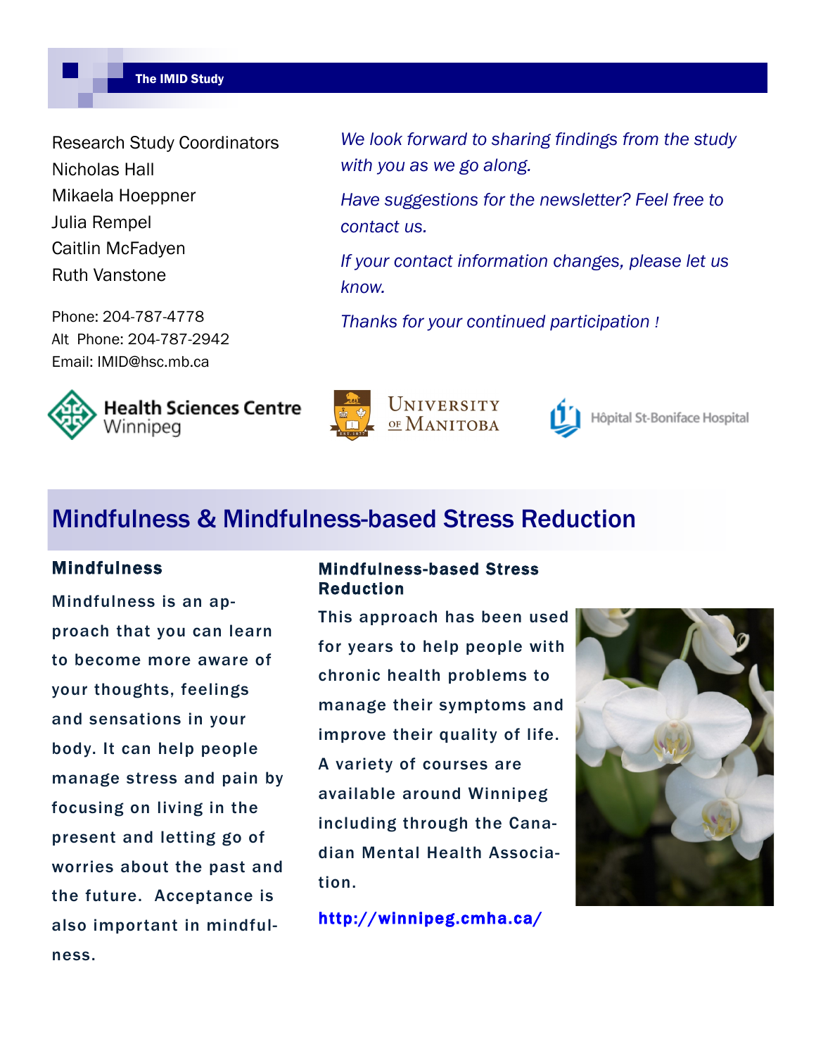Research Study Coordinators
Nicholas Hall
Mikaela Hoeppner
Julia Rempel
Caitlin McFadyen
Ruth Vanstone

Phone: 204-787-4778
Alt Phone: 204-787-2942
Email: IMID@hsc.mb.ca

*We look forward to sharing findings from the study with you as we go along.*

*Have suggestions for the newsletter? Feel free to contact us.*

*If your contact information changes, please let us know.*

*Thanks for your continued participation !*

Health Sciences Centre Winnipeg

University of Manitoba

Hôpital St-Boniface Hospital

## Mindfulness & Mindfulness-based Stress Reduction

### Mindfulness

Mindfulness is an approach that you can learn to become more aware of your thoughts, feelings and sensations in your body. It can help people manage stress and pain by focusing on living in the present and letting go of worries about the past and the future. Acceptance is also important in mindfulness.

### Mindfulness-based Stress Reduction

This approach has been used for years to help people with chronic health problems to manage their symptoms and improve their quality of life. A variety of courses are available around Winnipeg including through the Canadian Mental Health Association.

**http://winnipeg.cmha.ca/**